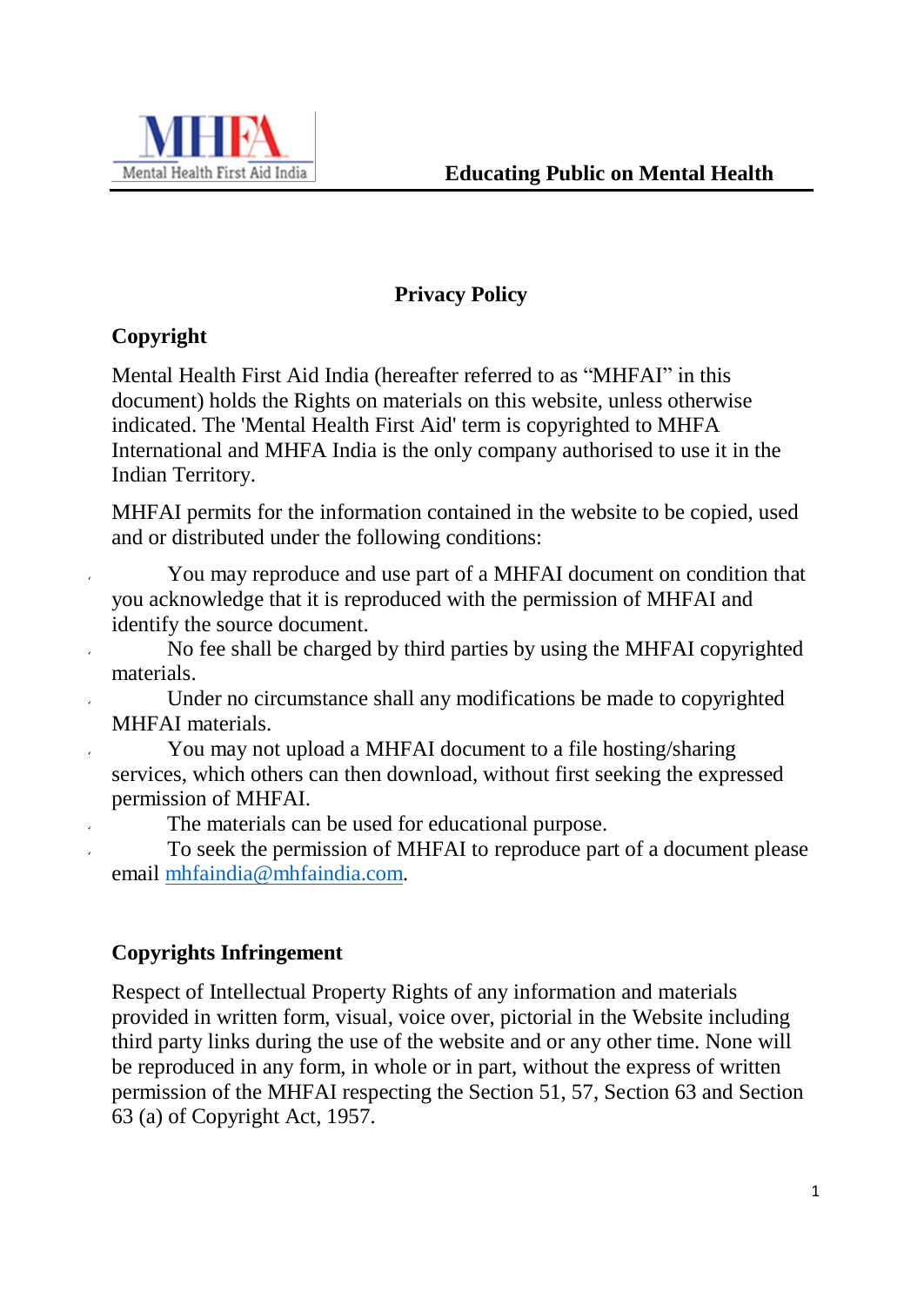**Educating Public on Mental Health**

# Privacy Policy

## Copyright

Mental Health First Aid India (hereafter referred to as “MHFAI” in this document) holds the Rights on materials on this website, unless otherwise indicated. The 'Mental Health First Aid' term is copyrighted to MHFA International and MHFA India is the only company authorised to use it in the Indian Territory.

MHFAI permits for the information contained in the website to be copied, used and or distributed under the following conditions:

- You may reproduce and use part of a MHFAI document on condition that you acknowledge that it is reproduced with the permission of MHFAI and identify the source document.
- No fee shall be charged by third parties by using the MHFAI copyrighted materials.
- Under no circumstance shall any modifications be made to copyrighted MHFAI materials.
- You may not upload a MHFAI document to a file hosting/sharing services, which others can then download, without first seeking the expressed permission of MHFAI.
- The materials can be used for educational purpose.
- To seek the permission of MHFAI to reproduce part of a document please email mhfaindia@mhfaindia.com.

## Copyrights Infringement

Respect of Intellectual Property Rights of any information and materials provided in written form, visual, voice over, pictorial in the Website including third party links during the use of the website and or any other time. None will be reproduced in any form, in whole or in part, without the express of written permission of the MHFAI respecting the Section 51, 57, Section 63 and Section 63 (a) of Copyright Act, 1957.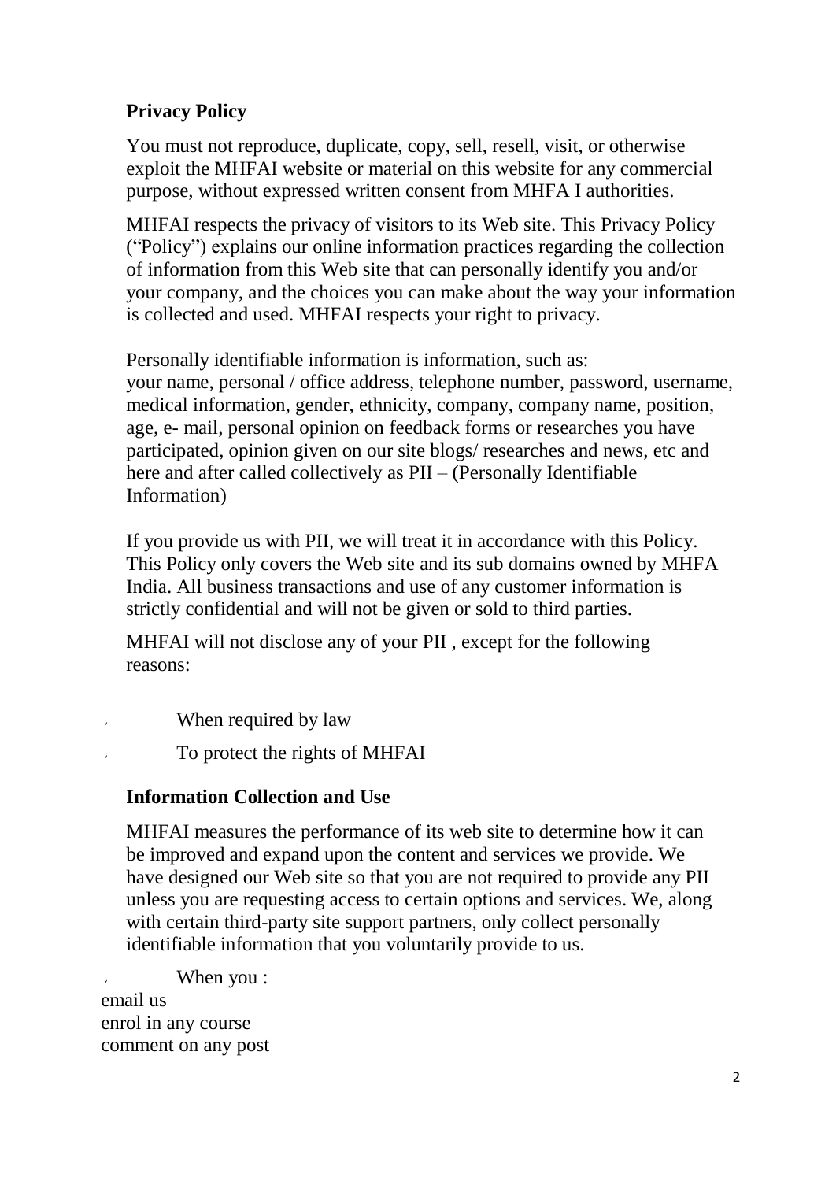## Privacy Policy

You must not reproduce, duplicate, copy, sell, resell, visit, or otherwise exploit the MHFAI website or material on this website for any commercial purpose, without expressed written consent from MHFA I authorities.

MHFAI respects the privacy of visitors to its Web site. This Privacy Policy ("Policy") explains our online information practices regarding the collection of information from this Web site that can personally identify you and/or your company, and the choices you can make about the way your information is collected and used. MHFAI respects your right to privacy.

Personally identifiable information is information, such as:
your name, personal / office address, telephone number, password, username, medical information, gender, ethnicity, company, company name, position, age, e- mail, personal opinion on feedback forms or researches you have participated, opinion given on our site blogs/ researches and news, etc and here and after called collectively as PII – (Personally Identifiable Information)

If you provide us with PII, we will treat it in accordance with this Policy. This Policy only covers the Web site and its sub domains owned by MHFA India. All business transactions and use of any customer information is strictly confidential and will not be given or sold to third parties.

MHFAI will not disclose any of your PII , except for the following reasons:

- When required by law
- To protect the rights of MHFAI

## Information Collection and Use

MHFAI measures the performance of its web site to determine how it can be improved and expand upon the content and services we provide. We have designed our Web site so that you are not required to provide any PII unless you are requesting access to certain options and services. We, along with certain third-party site support partners, only collect personally identifiable information that you voluntarily provide to us.

- When you :

email us
enrol in any course
comment on any post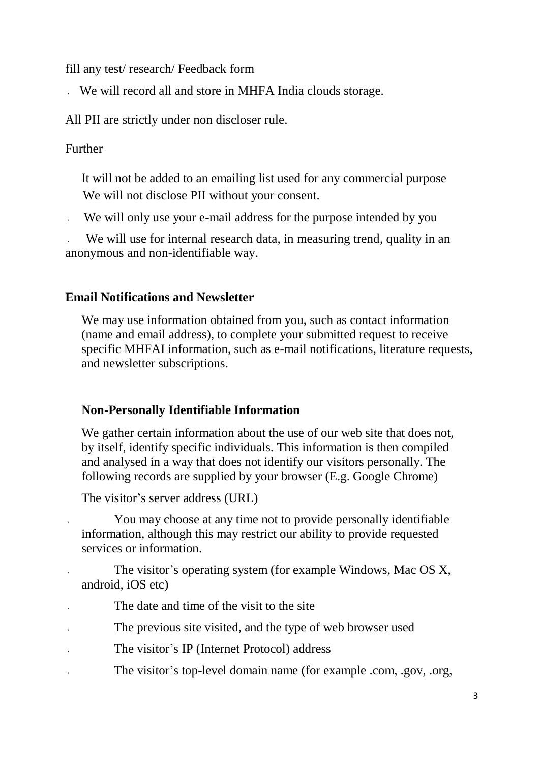fill any test/ research/ Feedback form

- We will record all and store in MHFA India clouds storage.

All PII are strictly under non discloser rule.

Further

It will not be added to an emailing list used for any commercial purpose
We will not disclose PII without your consent.

- We will only use your e-mail address for the purpose intended by you
- We will use for internal research data, in measuring trend, quality in an anonymous and non-identifiable way.

**Email Notifications and Newsletter**

We may use information obtained from you, such as contact information (name and email address), to complete your submitted request to receive specific MHFAI information, such as e-mail notifications, literature requests, and newsletter subscriptions.

**Non-Personally Identifiable Information**

We gather certain information about the use of our web site that does not, by itself, identify specific individuals. This information is then compiled and analysed in a way that does not identify our visitors personally. The following records are supplied by your browser (E.g. Google Chrome)

The visitor's server address (URL)

- You may choose at any time not to provide personally identifiable information, although this may restrict our ability to provide requested services or information.
- The visitor's operating system (for example Windows, Mac OS X, android, iOS etc)
- The date and time of the visit to the site
- The previous site visited, and the type of web browser used
- The visitor's IP (Internet Protocol) address
- The visitor's top-level domain name (for example .com, .gov, .org,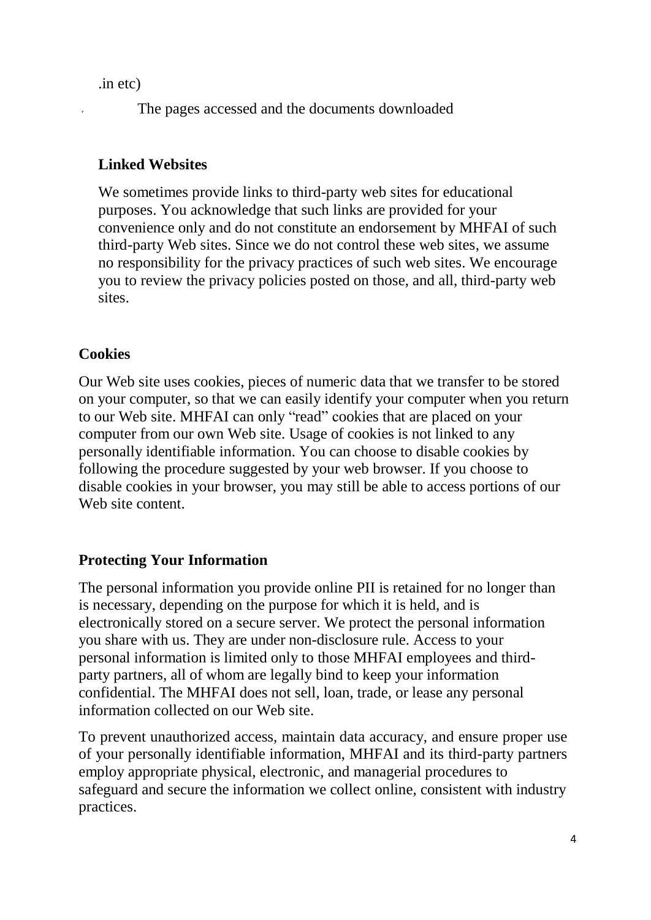.in etc)

- The pages accessed and the documents downloaded

**Linked Websites**

We sometimes provide links to third-party web sites for educational purposes. You acknowledge that such links are provided for your convenience only and do not constitute an endorsement by MHFAI of such third-party Web sites. Since we do not control these web sites, we assume no responsibility for the privacy practices of such web sites. We encourage you to review the privacy policies posted on those, and all, third-party web sites.

**Cookies**

Our Web site uses cookies, pieces of numeric data that we transfer to be stored on your computer, so that we can easily identify your computer when you return to our Web site. MHFAI can only "read" cookies that are placed on your computer from our own Web site. Usage of cookies is not linked to any personally identifiable information. You can choose to disable cookies by following the procedure suggested by your web browser. If you choose to disable cookies in your browser, you may still be able to access portions of our Web site content.

**Protecting Your Information**

The personal information you provide online PII is retained for no longer than is necessary, depending on the purpose for which it is held, and is electronically stored on a secure server. We protect the personal information you share with us. They are under non-disclosure rule. Access to your personal information is limited only to those MHFAI employees and third-party partners, all of whom are legally bind to keep your information confidential. The MHFAI does not sell, loan, trade, or lease any personal information collected on our Web site.

To prevent unauthorized access, maintain data accuracy, and ensure proper use of your personally identifiable information, MHFAI and its third-party partners employ appropriate physical, electronic, and managerial procedures to safeguard and secure the information we collect online, consistent with industry practices.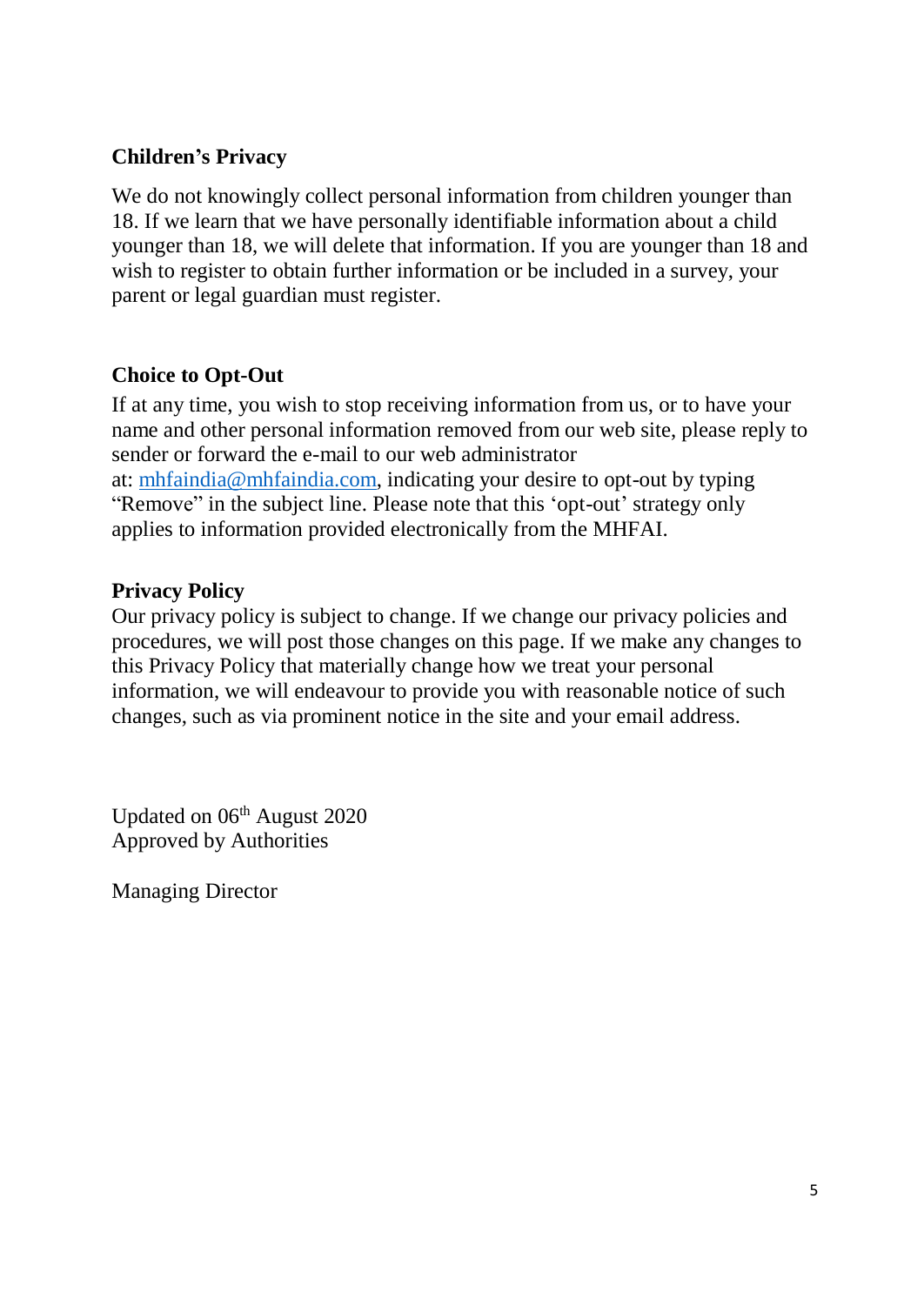## Children's Privacy

We do not knowingly collect personal information from children younger than 18. If we learn that we have personally identifiable information about a child younger than 18, we will delete that information. If you are younger than 18 and wish to register to obtain further information or be included in a survey, your parent or legal guardian must register.

## Choice to Opt-Out

If at any time, you wish to stop receiving information from us, or to have your name and other personal information removed from our web site, please reply to sender or forward the e-mail to our web administrator at: [mhfaindia@mhfaindia.com](mailto:mhfaindia@mhfaindia.com), indicating your desire to opt-out by typing "Remove" in the subject line. Please note that this 'opt-out' strategy only applies to information provided electronically from the MHFAI.

## Privacy Policy

Our privacy policy is subject to change. If we change our privacy policies and procedures, we will post those changes on this page. If we make any changes to this Privacy Policy that materially change how we treat your personal information, we will endeavour to provide you with reasonable notice of such changes, such as via prominent notice in the site and your email address.

Updated on 06th August 2020
Approved by Authorities

Managing Director